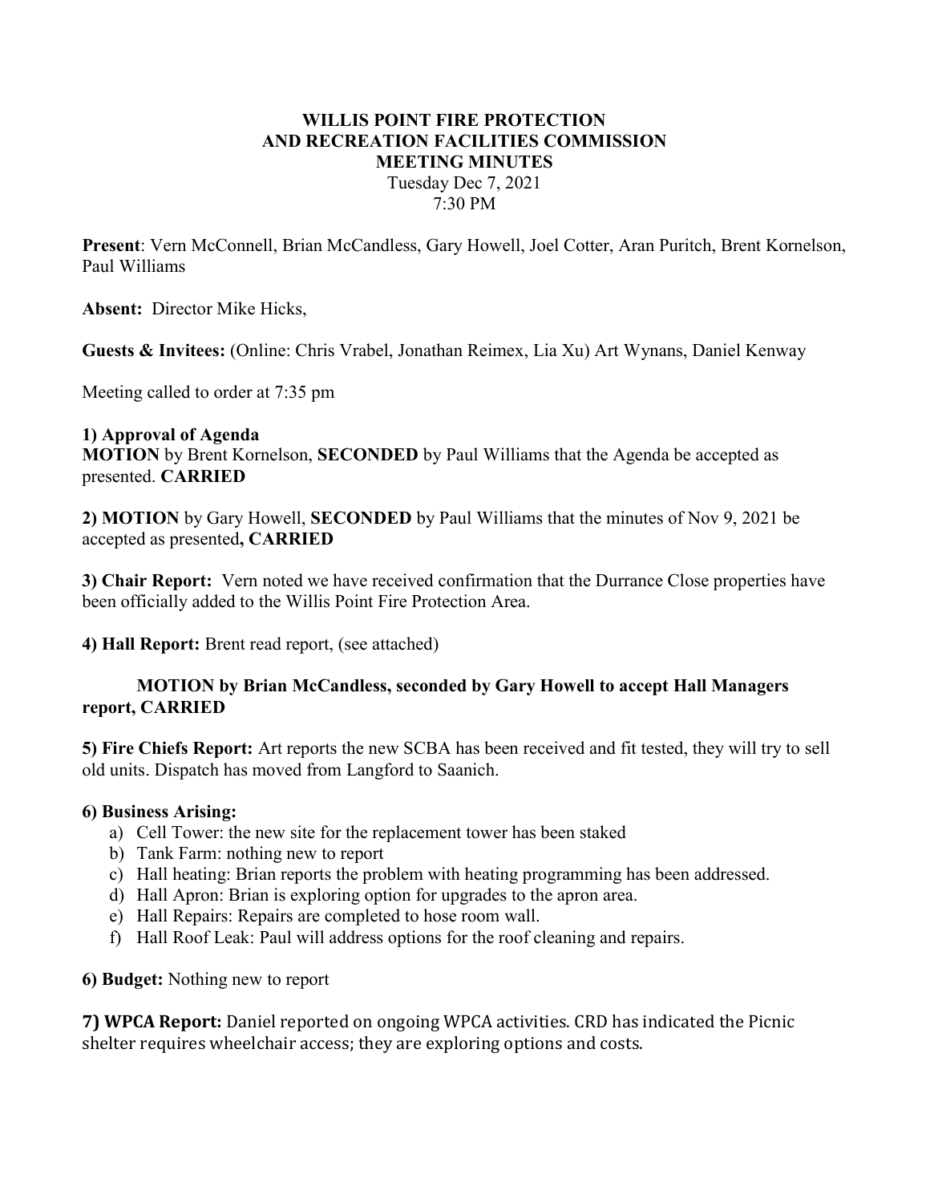# WILLIS POINT FIRE PROTECTION AND RECREATION FACILITIES COMMISSION MEETING MINUTES

Tuesday Dec 7, 2021
7:30 PM

**Present**: Vern McConnell, Brian McCandless, Gary Howell, Joel Cotter, Aran Puritch, Brent Kornelson, Paul Williams

**Absent:** Director Mike Hicks,

**Guests & Invitees:** (Online: Chris Vrabel, Jonathan Reimex, Lia Xu) Art Wynans, Daniel Kenway

Meeting called to order at 7:35 pm

**1) Approval of Agenda**
**MOTION** by Brent Kornelson, **SECONDED** by Paul Williams that the Agenda be accepted as presented. **CARRIED**

**2) MOTION** by Gary Howell, **SECONDED** by Paul Williams that the minutes of Nov 9, 2021 be accepted as presented**, CARRIED**

**3) Chair Report:** Vern noted we have received confirmation that the Durrance Close properties have been officially added to the Willis Point Fire Protection Area.

**4) Hall Report:** Brent read report, (see attached)

**MOTION by Brian McCandless, seconded by Gary Howell to accept Hall Managers report, CARRIED**

**5) Fire Chiefs Report:** Art reports the new SCBA has been received and fit tested, they will try to sell old units. Dispatch has moved from Langford to Saanich.

**6) Business Arising:**

a) Cell Tower: the new site for the replacement tower has been staked
b) Tank Farm: nothing new to report
c) Hall heating: Brian reports the problem with heating programming has been addressed.
d) Hall Apron: Brian is exploring option for upgrades to the apron area.
e) Hall Repairs: Repairs are completed to hose room wall.
f) Hall Roof Leak: Paul will address options for the roof cleaning and repairs.

**6) Budget:** Nothing new to report

**7) WPCA Report:** Daniel reported on ongoing WPCA activities. CRD has indicated the Picnic shelter requires wheelchair access; they are exploring options and costs.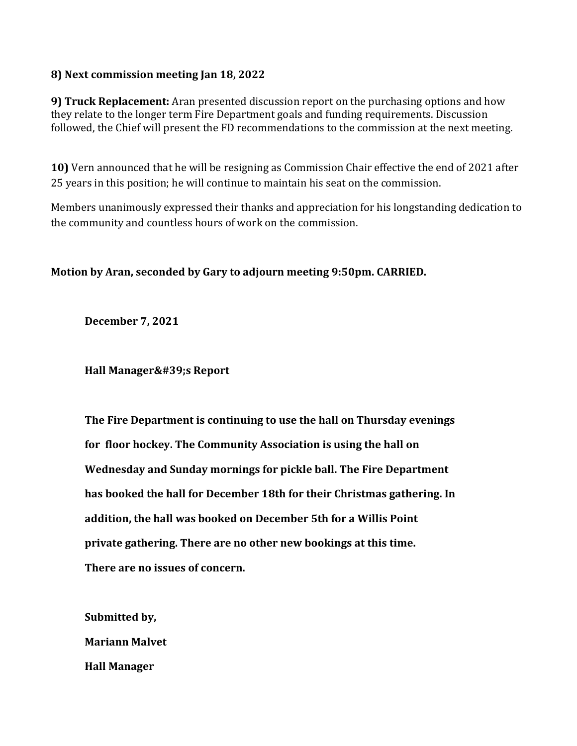**8) Next commission meeting Jan 18, 2022**

**9) Truck Replacement:** Aran presented discussion report on the purchasing options and how they relate to the longer term Fire Department goals and funding requirements. Discussion followed, the Chief will present the FD recommendations to the commission at the next meeting.

**10)** Vern announced that he will be resigning as Commission Chair effective the end of 2021 after 25 years in this position; he will continue to maintain his seat on the commission.

Members unanimously expressed their thanks and appreciation for his longstanding dedication to the community and countless hours of work on the commission.

**Motion by Aran, seconded by Gary to adjourn meeting 9:50pm. CARRIED.**

**December 7, 2021**

**Hall Manager&#39;s Report**

**The Fire Department is continuing to use the hall on Thursday evenings for floor hockey. The Community Association is using the hall on Wednesday and Sunday mornings for pickle ball. The Fire Department has booked the hall for December 18th for their Christmas gathering. In addition, the hall was booked on December 5th for a Willis Point private gathering. There are no other new bookings at this time. There are no issues of concern.**

**Submitted by,**

**Mariann Malvet**

**Hall Manager**